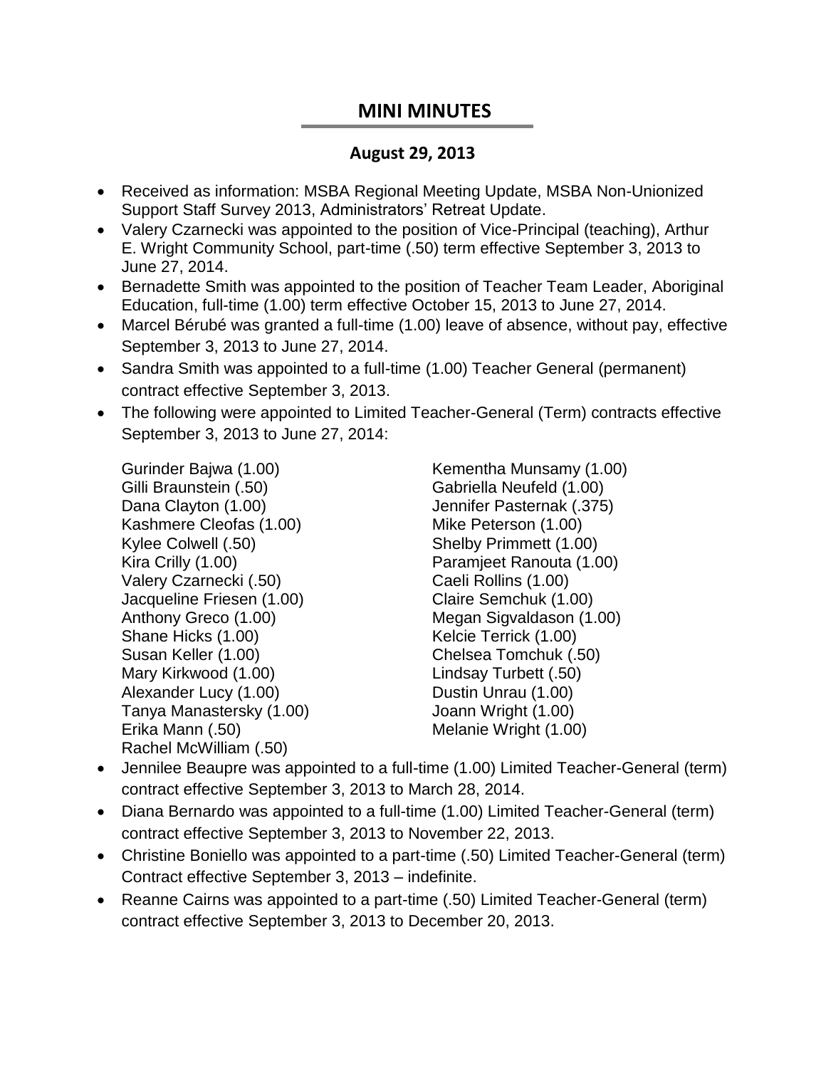# MINI MINUTES

## August 29, 2013

- Received as information: MSBA Regional Meeting Update, MSBA Non-Unionized Support Staff Survey 2013, Administrators' Retreat Update.
- Valery Czarnecki was appointed to the position of Vice-Principal (teaching), Arthur E. Wright Community School, part-time (.50) term effective September 3, 2013 to June 27, 2014.
- Bernadette Smith was appointed to the position of Teacher Team Leader, Aboriginal Education, full-time (1.00) term effective October 15, 2013 to June 27, 2014.
- Marcel Bérubé was granted a full-time (1.00) leave of absence, without pay, effective September 3, 2013 to June 27, 2014.
- Sandra Smith was appointed to a full-time (1.00) Teacher General (permanent) contract effective September 3, 2013.
- The following were appointed to Limited Teacher-General (Term) contracts effective September 3, 2013 to June 27, 2014:

  Gurinder Bajwa (1.00)
  Gilli Braunstein (.50)
  Dana Clayton (1.00)
  Kashmere Cleofas (1.00)
  Kylee Colwell (.50)
  Kira Crilly (1.00)
  Valery Czarnecki (.50)
  Jacqueline Friesen (1.00)
  Anthony Greco (1.00)
  Shane Hicks (1.00)
  Susan Keller (1.00)
  Mary Kirkwood (1.00)
  Alexander Lucy (1.00)
  Tanya Manastersky (1.00)
  Erika Mann (.50)
  Rachel McWilliam (.50)
  Kementha Munsamy (1.00)
  Gabriella Neufeld (1.00)
  Jennifer Pasternak (.375)
  Mike Peterson (1.00)
  Shelby Primmett (1.00)
  Paramjeet Ranouta (1.00)
  Caeli Rollins (1.00)
  Claire Semchuk (1.00)
  Megan Sigvaldason (1.00)
  Kelcie Terrick (1.00)
  Chelsea Tomchuk (.50)
  Lindsay Turbett (.50)
  Dustin Unrau (1.00)
  Joann Wright (1.00)
  Melanie Wright (1.00)

- Jennilee Beaupre was appointed to a full-time (1.00) Limited Teacher-General (term) contract effective September 3, 2013 to March 28, 2014.
- Diana Bernardo was appointed to a full-time (1.00) Limited Teacher-General (term) contract effective September 3, 2013 to November 22, 2013.
- Christine Boniello was appointed to a part-time (.50) Limited Teacher-General (term) Contract effective September 3, 2013 – indefinite.
- Reanne Cairns was appointed to a part-time (.50) Limited Teacher-General (term) contract effective September 3, 2013 to December 20, 2013.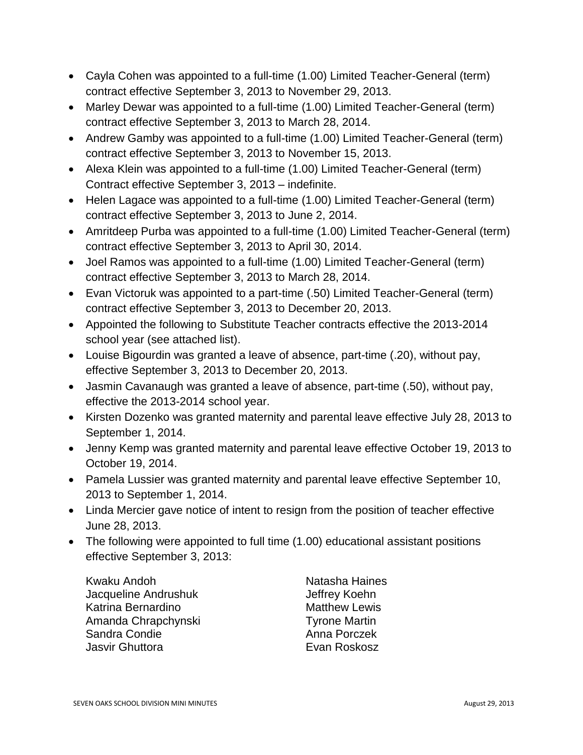- Cayla Cohen was appointed to a full-time (1.00) Limited Teacher-General (term) contract effective September 3, 2013 to November 29, 2013.
- Marley Dewar was appointed to a full-time (1.00) Limited Teacher-General (term) contract effective September 3, 2013 to March 28, 2014.
- Andrew Gamby was appointed to a full-time (1.00) Limited Teacher-General (term) contract effective September 3, 2013 to November 15, 2013.
- Alexa Klein was appointed to a full-time (1.00) Limited Teacher-General (term) Contract effective September 3, 2013 – indefinite.
- Helen Lagace was appointed to a full-time (1.00) Limited Teacher-General (term) contract effective September 3, 2013 to June 2, 2014.
- Amritdeep Purba was appointed to a full-time (1.00) Limited Teacher-General (term) contract effective September 3, 2013 to April 30, 2014.
- Joel Ramos was appointed to a full-time (1.00) Limited Teacher-General (term) contract effective September 3, 2013 to March 28, 2014.
- Evan Victoruk was appointed to a part-time (.50) Limited Teacher-General (term) contract effective September 3, 2013 to December 20, 2013.
- Appointed the following to Substitute Teacher contracts effective the 2013-2014 school year (see attached list).
- Louise Bigourdin was granted a leave of absence, part-time (.20), without pay, effective September 3, 2013 to December 20, 2013.
- Jasmin Cavanaugh was granted a leave of absence, part-time (.50), without pay, effective the 2013-2014 school year.
- Kirsten Dozenko was granted maternity and parental leave effective July 28, 2013 to September 1, 2014.
- Jenny Kemp was granted maternity and parental leave effective October 19, 2013 to October 19, 2014.
- Pamela Lussier was granted maternity and parental leave effective September 10, 2013 to September 1, 2014.
- Linda Mercier gave notice of intent to resign from the position of teacher effective June 28, 2013.
- The following were appointed to full time (1.00) educational assistant positions effective September 3, 2013:

  Kwaku Andoh
  Jacqueline Andrushuk
  Katrina Bernardino
  Amanda Chrapchynski
  Sandra Condie
  Jasvir Ghuttora
  Natasha Haines
  Jeffrey Koehn
  Matthew Lewis
  Tyrone Martin
  Anna Porczek
  Evan Roskosz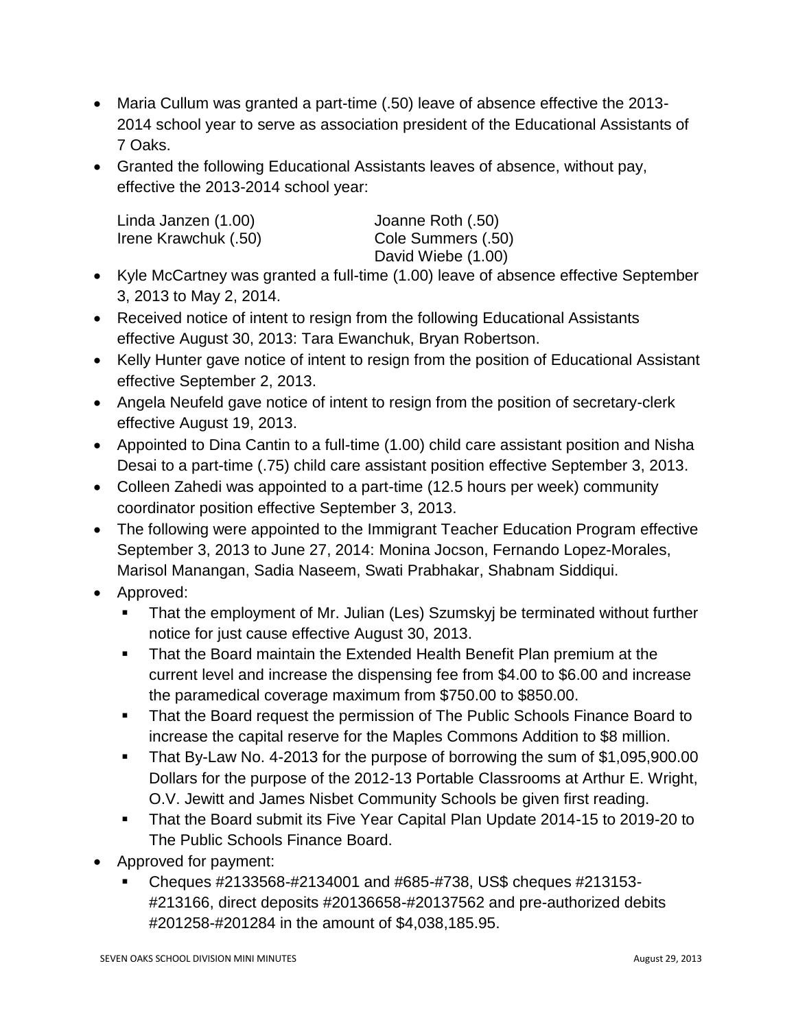- Maria Cullum was granted a part-time (.50) leave of absence effective the 2013-2014 school year to serve as association president of the Educational Assistants of 7 Oaks.
- Granted the following Educational Assistants leaves of absence, without pay, effective the 2013-2014 school year:

  Linda Janzen (1.00)
  Irene Krawchuk (.50)
  Joanne Roth (.50)
  Cole Summers (.50)
  David Wiebe (1.00)

- Kyle McCartney was granted a full-time (1.00) leave of absence effective September 3, 2013 to May 2, 2014.
- Received notice of intent to resign from the following Educational Assistants effective August 30, 2013: Tara Ewanchuk, Bryan Robertson.
- Kelly Hunter gave notice of intent to resign from the position of Educational Assistant effective September 2, 2013.
- Angela Neufeld gave notice of intent to resign from the position of secretary-clerk effective August 19, 2013.
- Appointed to Dina Cantin to a full-time (1.00) child care assistant position and Nisha Desai to a part-time (.75) child care assistant position effective September 3, 2013.
- Colleen Zahedi was appointed to a part-time (12.5 hours per week) community coordinator position effective September 3, 2013.
- The following were appointed to the Immigrant Teacher Education Program effective September 3, 2013 to June 27, 2014: Monina Jocson, Fernando Lopez-Morales, Marisol Manangan, Sadia Naseem, Swati Prabhakar, Shabnam Siddiqui.
- Approved:
  - That the employment of Mr. Julian (Les) Szumskyj be terminated without further notice for just cause effective August 30, 2013.
  - That the Board maintain the Extended Health Benefit Plan premium at the current level and increase the dispensing fee from $4.00 to $6.00 and increase the paramedical coverage maximum from $750.00 to $850.00.
  - That the Board request the permission of The Public Schools Finance Board to increase the capital reserve for the Maples Commons Addition to $8 million.
  - That By-Law No. 4-2013 for the purpose of borrowing the sum of $1,095,900.00 Dollars for the purpose of the 2012-13 Portable Classrooms at Arthur E. Wright, O.V. Jewitt and James Nisbet Community Schools be given first reading.
  - That the Board submit its Five Year Capital Plan Update 2014-15 to 2019-20 to The Public Schools Finance Board.
- Approved for payment:
  - Cheques #2133568-#2134001 and #685-#738, US$ cheques #213153-#213166, direct deposits #20136658-#20137562 and pre-authorized debits #201258-#201284 in the amount of $4,038,185.95.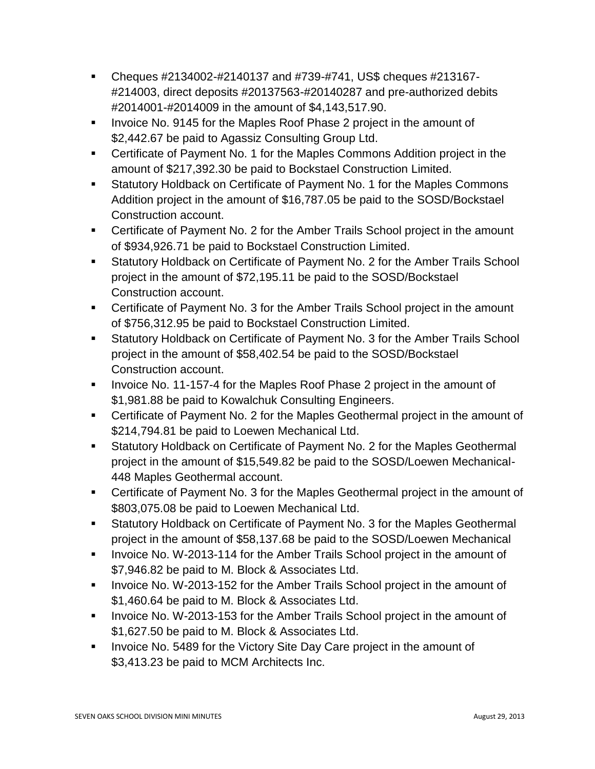- Cheques #2134002-#2140137 and #739-#741, US$ cheques #213167-#214003, direct deposits #20137563-#20140287 and pre-authorized debits #2014001-#2014009 in the amount of $4,143,517.90.
- Invoice No. 9145 for the Maples Roof Phase 2 project in the amount of $2,442.67 be paid to Agassiz Consulting Group Ltd.
- Certificate of Payment No. 1 for the Maples Commons Addition project in the amount of $217,392.30 be paid to Bockstael Construction Limited.
- Statutory Holdback on Certificate of Payment No. 1 for the Maples Commons Addition project in the amount of $16,787.05 be paid to the SOSD/Bockstael Construction account.
- Certificate of Payment No. 2 for the Amber Trails School project in the amount of $934,926.71 be paid to Bockstael Construction Limited.
- Statutory Holdback on Certificate of Payment No. 2 for the Amber Trails School project in the amount of $72,195.11 be paid to the SOSD/Bockstael Construction account.
- Certificate of Payment No. 3 for the Amber Trails School project in the amount of $756,312.95 be paid to Bockstael Construction Limited.
- Statutory Holdback on Certificate of Payment No. 3 for the Amber Trails School project in the amount of $58,402.54 be paid to the SOSD/Bockstael Construction account.
- Invoice No. 11-157-4 for the Maples Roof Phase 2 project in the amount of $1,981.88 be paid to Kowalchuk Consulting Engineers.
- Certificate of Payment No. 2 for the Maples Geothermal project in the amount of $214,794.81 be paid to Loewen Mechanical Ltd.
- Statutory Holdback on Certificate of Payment No. 2 for the Maples Geothermal project in the amount of $15,549.82 be paid to the SOSD/Loewen Mechanical-448 Maples Geothermal account.
- Certificate of Payment No. 3 for the Maples Geothermal project in the amount of $803,075.08 be paid to Loewen Mechanical Ltd.
- Statutory Holdback on Certificate of Payment No. 3 for the Maples Geothermal project in the amount of $58,137.68 be paid to the SOSD/Loewen Mechanical
- Invoice No. W-2013-114 for the Amber Trails School project in the amount of $7,946.82 be paid to M. Block & Associates Ltd.
- Invoice No. W-2013-152 for the Amber Trails School project in the amount of $1,460.64 be paid to M. Block & Associates Ltd.
- Invoice No. W-2013-153 for the Amber Trails School project in the amount of $1,627.50 be paid to M. Block & Associates Ltd.
- Invoice No. 5489 for the Victory Site Day Care project in the amount of $3,413.23 be paid to MCM Architects Inc.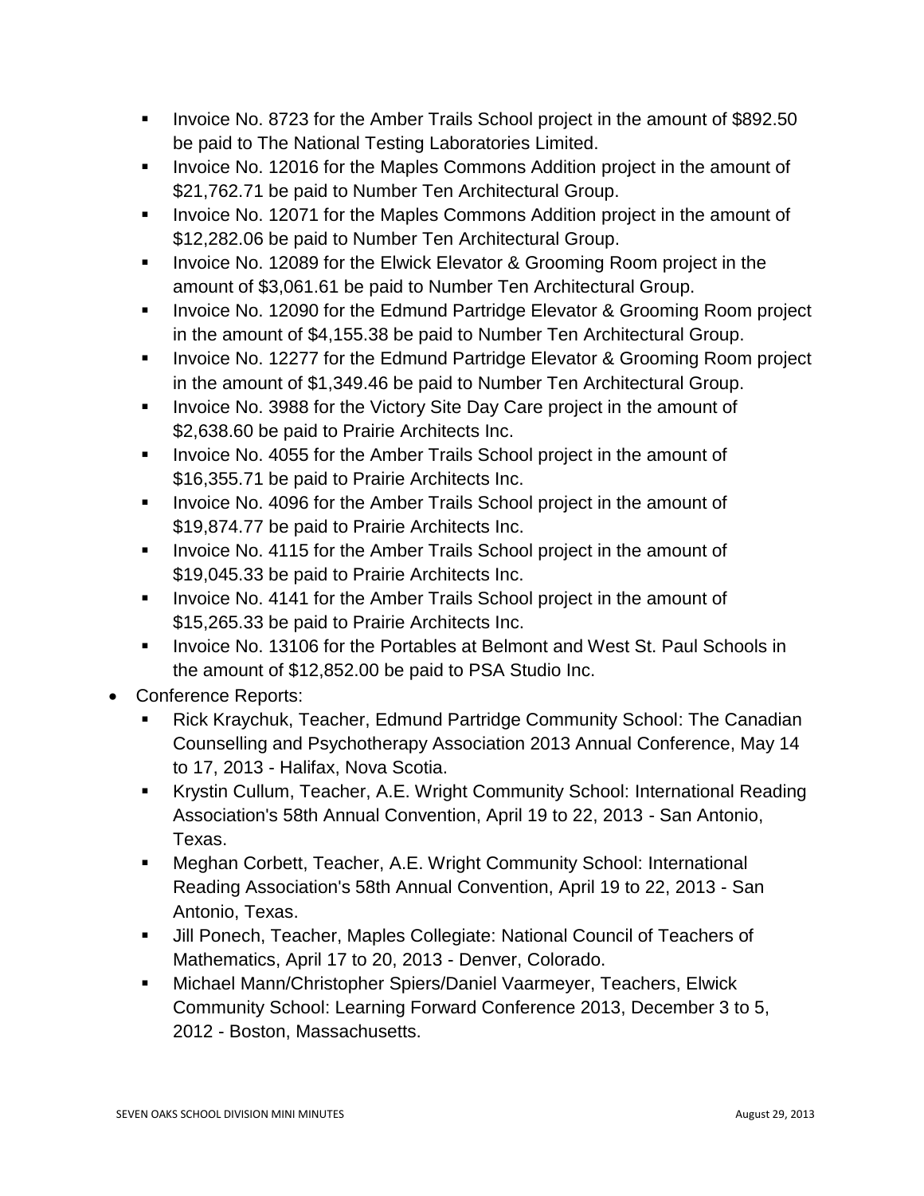- Invoice No. 8723 for the Amber Trails School project in the amount of $892.50 be paid to The National Testing Laboratories Limited.
- Invoice No. 12016 for the Maples Commons Addition project in the amount of $21,762.71 be paid to Number Ten Architectural Group.
- Invoice No. 12071 for the Maples Commons Addition project in the amount of $12,282.06 be paid to Number Ten Architectural Group.
- Invoice No. 12089 for the Elwick Elevator & Grooming Room project in the amount of $3,061.61 be paid to Number Ten Architectural Group.
- Invoice No. 12090 for the Edmund Partridge Elevator & Grooming Room project in the amount of $4,155.38 be paid to Number Ten Architectural Group.
- Invoice No. 12277 for the Edmund Partridge Elevator & Grooming Room project in the amount of $1,349.46 be paid to Number Ten Architectural Group.
- Invoice No. 3988 for the Victory Site Day Care project in the amount of $2,638.60 be paid to Prairie Architects Inc.
- Invoice No. 4055 for the Amber Trails School project in the amount of $16,355.71 be paid to Prairie Architects Inc.
- Invoice No. 4096 for the Amber Trails School project in the amount of $19,874.77 be paid to Prairie Architects Inc.
- Invoice No. 4115 for the Amber Trails School project in the amount of $19,045.33 be paid to Prairie Architects Inc.
- Invoice No. 4141 for the Amber Trails School project in the amount of $15,265.33 be paid to Prairie Architects Inc.
- Invoice No. 13106 for the Portables at Belmont and West St. Paul Schools in the amount of $12,852.00 be paid to PSA Studio Inc.

- Conference Reports:
  - Rick Kraychuk, Teacher, Edmund Partridge Community School: The Canadian Counselling and Psychotherapy Association 2013 Annual Conference, May 14 to 17, 2013 - Halifax, Nova Scotia.
  - Krystin Cullum, Teacher, A.E. Wright Community School: International Reading Association's 58th Annual Convention, April 19 to 22, 2013 - San Antonio, Texas.
  - Meghan Corbett, Teacher, A.E. Wright Community School: International Reading Association's 58th Annual Convention, April 19 to 22, 2013 - San Antonio, Texas.
  - Jill Ponech, Teacher, Maples Collegiate: National Council of Teachers of Mathematics, April 17 to 20, 2013 - Denver, Colorado.
  - Michael Mann/Christopher Spiers/Daniel Vaarmeyer, Teachers, Elwick Community School: Learning Forward Conference 2013, December 3 to 5, 2012 - Boston, Massachusetts.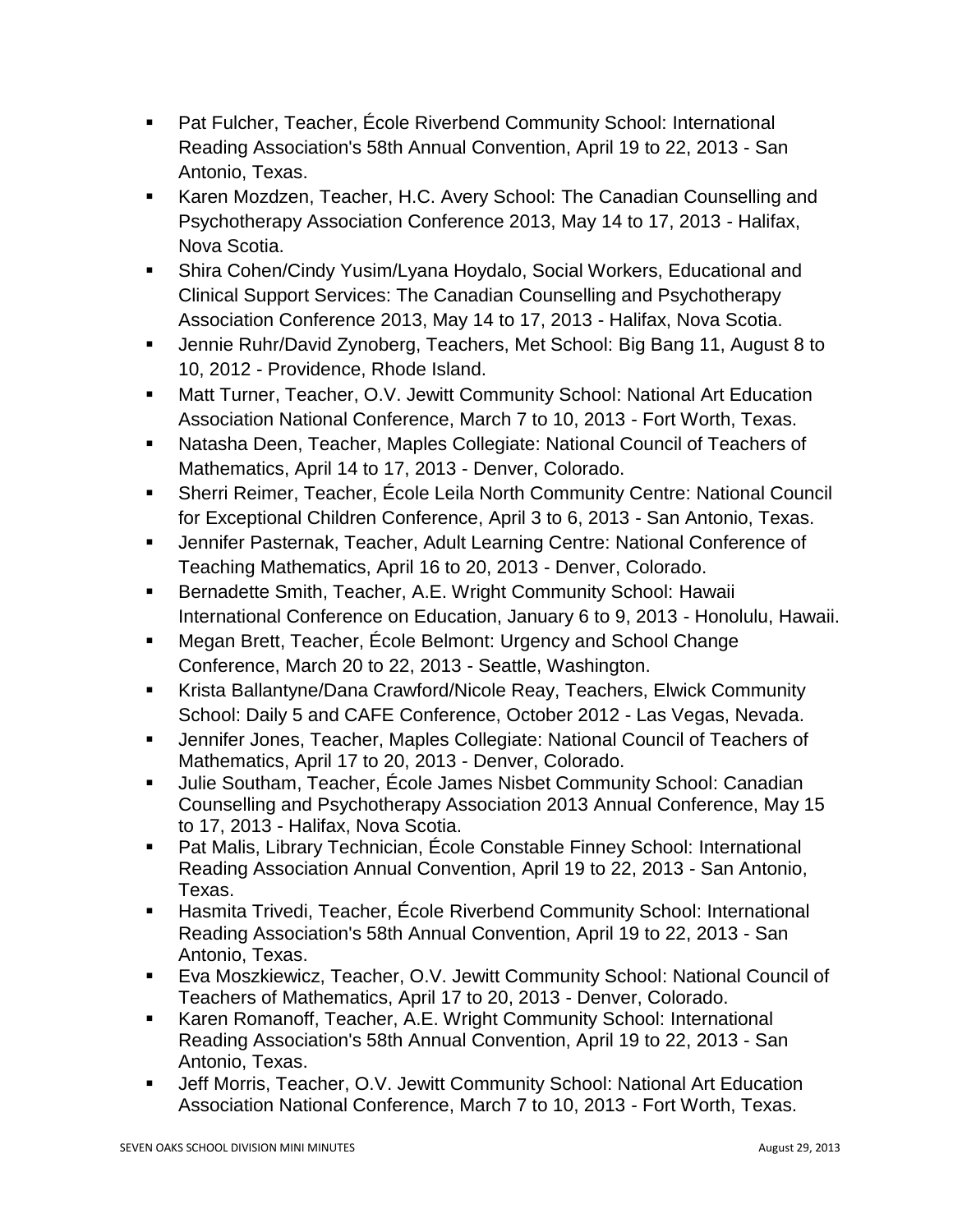- Pat Fulcher, Teacher, École Riverbend Community School: International Reading Association's 58th Annual Convention, April 19 to 22, 2013 - San Antonio, Texas.
- Karen Mozdzen, Teacher, H.C. Avery School: The Canadian Counselling and Psychotherapy Association Conference 2013, May 14 to 17, 2013 - Halifax, Nova Scotia.
- Shira Cohen/Cindy Yusim/Lyana Hoydalo, Social Workers, Educational and Clinical Support Services: The Canadian Counselling and Psychotherapy Association Conference 2013, May 14 to 17, 2013 - Halifax, Nova Scotia.
- Jennie Ruhr/David Zynoberg, Teachers, Met School: Big Bang 11, August 8 to 10, 2012 - Providence, Rhode Island.
- Matt Turner, Teacher, O.V. Jewitt Community School: National Art Education Association National Conference, March 7 to 10, 2013 - Fort Worth, Texas.
- Natasha Deen, Teacher, Maples Collegiate: National Council of Teachers of Mathematics, April 14 to 17, 2013 - Denver, Colorado.
- Sherri Reimer, Teacher, École Leila North Community Centre: National Council for Exceptional Children Conference, April 3 to 6, 2013 - San Antonio, Texas.
- Jennifer Pasternak, Teacher, Adult Learning Centre: National Conference of Teaching Mathematics, April 16 to 20, 2013 - Denver, Colorado.
- Bernadette Smith, Teacher, A.E. Wright Community School: Hawaii International Conference on Education, January 6 to 9, 2013 - Honolulu, Hawaii.
- Megan Brett, Teacher, École Belmont: Urgency and School Change Conference, March 20 to 22, 2013 - Seattle, Washington.
- Krista Ballantyne/Dana Crawford/Nicole Reay, Teachers, Elwick Community School: Daily 5 and CAFE Conference, October 2012 - Las Vegas, Nevada.
- Jennifer Jones, Teacher, Maples Collegiate: National Council of Teachers of Mathematics, April 17 to 20, 2013 - Denver, Colorado.
- Julie Southam, Teacher, École James Nisbet Community School: Canadian Counselling and Psychotherapy Association 2013 Annual Conference, May 15 to 17, 2013 - Halifax, Nova Scotia.
- Pat Malis, Library Technician, École Constable Finney School: International Reading Association Annual Convention, April 19 to 22, 2013 - San Antonio, Texas.
- Hasmita Trivedi, Teacher, École Riverbend Community School: International Reading Association's 58th Annual Convention, April 19 to 22, 2013 - San Antonio, Texas.
- Eva Moszkiewicz, Teacher, O.V. Jewitt Community School: National Council of Teachers of Mathematics, April 17 to 20, 2013 - Denver, Colorado.
- Karen Romanoff, Teacher, A.E. Wright Community School: International Reading Association's 58th Annual Convention, April 19 to 22, 2013 - San Antonio, Texas.
- Jeff Morris, Teacher, O.V. Jewitt Community School: National Art Education Association National Conference, March 7 to 10, 2013 - Fort Worth, Texas.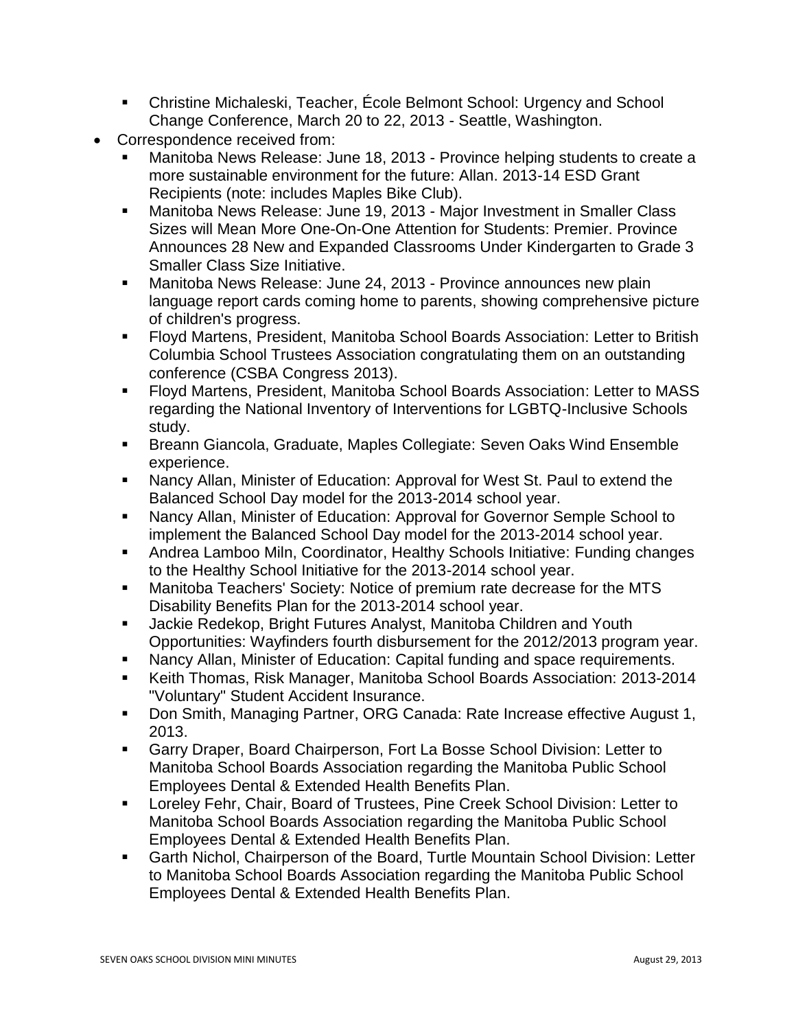- Christine Michaleski, Teacher, École Belmont School: Urgency and School Change Conference, March 20 to 22, 2013 - Seattle, Washington.
- Correspondence received from:
    - Manitoba News Release: June 18, 2013 - Province helping students to create a more sustainable environment for the future: Allan. 2013-14 ESD Grant Recipients (note: includes Maples Bike Club).
    - Manitoba News Release: June 19, 2013 - Major Investment in Smaller Class Sizes will Mean More One-On-One Attention for Students: Premier. Province Announces 28 New and Expanded Classrooms Under Kindergarten to Grade 3 Smaller Class Size Initiative.
    - Manitoba News Release: June 24, 2013 - Province announces new plain language report cards coming home to parents, showing comprehensive picture of children's progress.
    - Floyd Martens, President, Manitoba School Boards Association: Letter to British Columbia School Trustees Association congratulating them on an outstanding conference (CSBA Congress 2013).
    - Floyd Martens, President, Manitoba School Boards Association: Letter to MASS regarding the National Inventory of Interventions for LGBTQ-Inclusive Schools study.
    - Breann Giancola, Graduate, Maples Collegiate: Seven Oaks Wind Ensemble experience.
    - Nancy Allan, Minister of Education: Approval for West St. Paul to extend the Balanced School Day model for the 2013-2014 school year.
    - Nancy Allan, Minister of Education: Approval for Governor Semple School to implement the Balanced School Day model for the 2013-2014 school year.
    - Andrea Lamboo Miln, Coordinator, Healthy Schools Initiative: Funding changes to the Healthy School Initiative for the 2013-2014 school year.
    - Manitoba Teachers' Society: Notice of premium rate decrease for the MTS Disability Benefits Plan for the 2013-2014 school year.
    - Jackie Redekop, Bright Futures Analyst, Manitoba Children and Youth Opportunities: Wayfinders fourth disbursement for the 2012/2013 program year.
    - Nancy Allan, Minister of Education: Capital funding and space requirements.
    - Keith Thomas, Risk Manager, Manitoba School Boards Association: 2013-2014 "Voluntary" Student Accident Insurance.
    - Don Smith, Managing Partner, ORG Canada: Rate Increase effective August 1, 2013.
    - Garry Draper, Board Chairperson, Fort La Bosse School Division: Letter to Manitoba School Boards Association regarding the Manitoba Public School Employees Dental & Extended Health Benefits Plan.
    - Loreley Fehr, Chair, Board of Trustees, Pine Creek School Division: Letter to Manitoba School Boards Association regarding the Manitoba Public School Employees Dental & Extended Health Benefits Plan.
    - Garth Nichol, Chairperson of the Board, Turtle Mountain School Division: Letter to Manitoba School Boards Association regarding the Manitoba Public School Employees Dental & Extended Health Benefits Plan.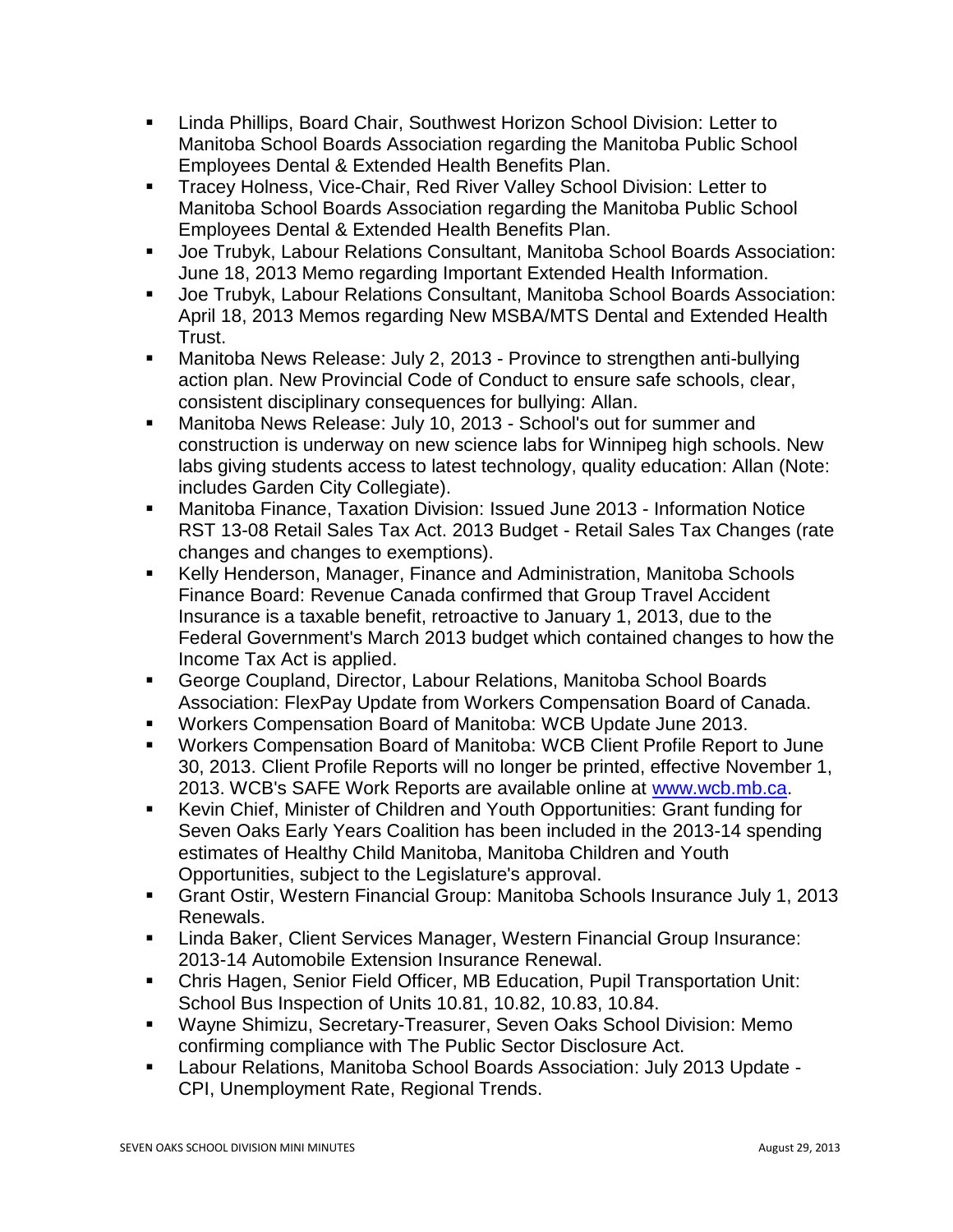- Linda Phillips, Board Chair, Southwest Horizon School Division: Letter to Manitoba School Boards Association regarding the Manitoba Public School Employees Dental & Extended Health Benefits Plan.
- Tracey Holness, Vice-Chair, Red River Valley School Division: Letter to Manitoba School Boards Association regarding the Manitoba Public School Employees Dental & Extended Health Benefits Plan.
- Joe Trubyk, Labour Relations Consultant, Manitoba School Boards Association: June 18, 2013 Memo regarding Important Extended Health Information.
- Joe Trubyk, Labour Relations Consultant, Manitoba School Boards Association: April 18, 2013 Memos regarding New MSBA/MTS Dental and Extended Health Trust.
- Manitoba News Release: July 2, 2013 - Province to strengthen anti-bullying action plan. New Provincial Code of Conduct to ensure safe schools, clear, consistent disciplinary consequences for bullying: Allan.
- Manitoba News Release: July 10, 2013 - School's out for summer and construction is underway on new science labs for Winnipeg high schools. New labs giving students access to latest technology, quality education: Allan (Note: includes Garden City Collegiate).
- Manitoba Finance, Taxation Division: Issued June 2013 - Information Notice RST 13-08 Retail Sales Tax Act. 2013 Budget - Retail Sales Tax Changes (rate changes and changes to exemptions).
- Kelly Henderson, Manager, Finance and Administration, Manitoba Schools Finance Board: Revenue Canada confirmed that Group Travel Accident Insurance is a taxable benefit, retroactive to January 1, 2013, due to the Federal Government's March 2013 budget which contained changes to how the Income Tax Act is applied.
- George Coupland, Director, Labour Relations, Manitoba School Boards Association: FlexPay Update from Workers Compensation Board of Canada.
- Workers Compensation Board of Manitoba: WCB Update June 2013.
- Workers Compensation Board of Manitoba: WCB Client Profile Report to June 30, 2013. Client Profile Reports will no longer be printed, effective November 1, 2013. WCB's SAFE Work Reports are available online at [www.wcb.mb.ca](http://www.wcb.mb.ca).
- Kevin Chief, Minister of Children and Youth Opportunities: Grant funding for Seven Oaks Early Years Coalition has been included in the 2013-14 spending estimates of Healthy Child Manitoba, Manitoba Children and Youth Opportunities, subject to the Legislature's approval.
- Grant Ostir, Western Financial Group: Manitoba Schools Insurance July 1, 2013 Renewals.
- Linda Baker, Client Services Manager, Western Financial Group Insurance: 2013-14 Automobile Extension Insurance Renewal.
- Chris Hagen, Senior Field Officer, MB Education, Pupil Transportation Unit: School Bus Inspection of Units 10.81, 10.82, 10.83, 10.84.
- Wayne Shimizu, Secretary-Treasurer, Seven Oaks School Division: Memo confirming compliance with The Public Sector Disclosure Act.
- Labour Relations, Manitoba School Boards Association: July 2013 Update - CPI, Unemployment Rate, Regional Trends.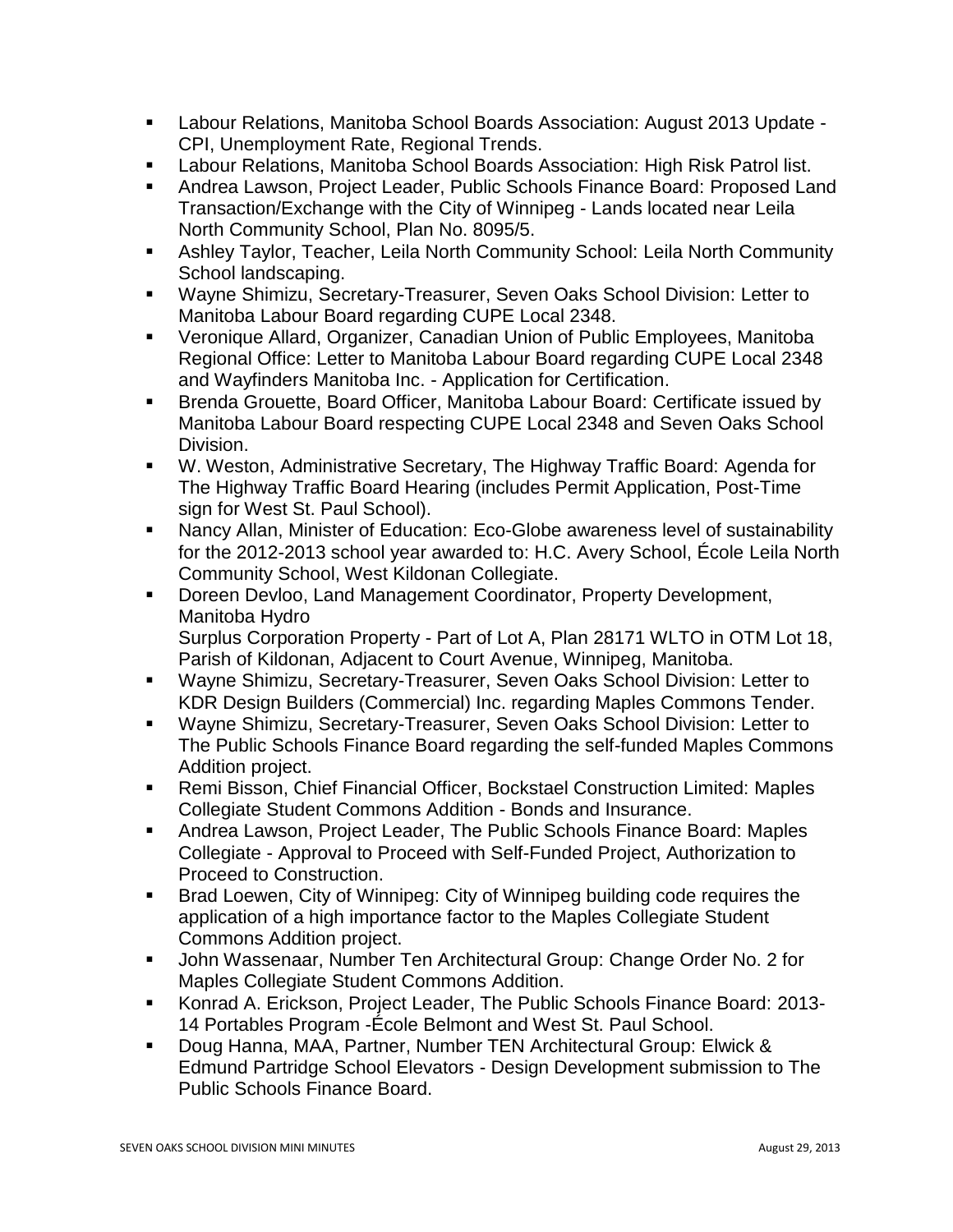- Labour Relations, Manitoba School Boards Association: August 2013 Update - CPI, Unemployment Rate, Regional Trends.
- Labour Relations, Manitoba School Boards Association: High Risk Patrol list.
- Andrea Lawson, Project Leader, Public Schools Finance Board: Proposed Land Transaction/Exchange with the City of Winnipeg - Lands located near Leila North Community School, Plan No. 8095/5.
- Ashley Taylor, Teacher, Leila North Community School: Leila North Community School landscaping.
- Wayne Shimizu, Secretary-Treasurer, Seven Oaks School Division: Letter to Manitoba Labour Board regarding CUPE Local 2348.
- Veronique Allard, Organizer, Canadian Union of Public Employees, Manitoba Regional Office: Letter to Manitoba Labour Board regarding CUPE Local 2348 and Wayfinders Manitoba Inc. - Application for Certification.
- Brenda Grouette, Board Officer, Manitoba Labour Board: Certificate issued by Manitoba Labour Board respecting CUPE Local 2348 and Seven Oaks School Division.
- W. Weston, Administrative Secretary, The Highway Traffic Board: Agenda for The Highway Traffic Board Hearing (includes Permit Application, Post-Time sign for West St. Paul School).
- Nancy Allan, Minister of Education: Eco-Globe awareness level of sustainability for the 2012-2013 school year awarded to: H.C. Avery School, École Leila North Community School, West Kildonan Collegiate.
- Doreen Devloo, Land Management Coordinator, Property Development, Manitoba Hydro
  Surplus Corporation Property - Part of Lot A, Plan 28171 WLTO in OTM Lot 18, Parish of Kildonan, Adjacent to Court Avenue, Winnipeg, Manitoba.
- Wayne Shimizu, Secretary-Treasurer, Seven Oaks School Division: Letter to KDR Design Builders (Commercial) Inc. regarding Maples Commons Tender.
- Wayne Shimizu, Secretary-Treasurer, Seven Oaks School Division: Letter to The Public Schools Finance Board regarding the self-funded Maples Commons Addition project.
- Remi Bisson, Chief Financial Officer, Bockstael Construction Limited: Maples Collegiate Student Commons Addition - Bonds and Insurance.
- Andrea Lawson, Project Leader, The Public Schools Finance Board: Maples Collegiate - Approval to Proceed with Self-Funded Project, Authorization to Proceed to Construction.
- Brad Loewen, City of Winnipeg: City of Winnipeg building code requires the application of a high importance factor to the Maples Collegiate Student Commons Addition project.
- John Wassenaar, Number Ten Architectural Group: Change Order No. 2 for Maples Collegiate Student Commons Addition.
- Konrad A. Erickson, Project Leader, The Public Schools Finance Board: 2013-14 Portables Program -École Belmont and West St. Paul School.
- Doug Hanna, MAA, Partner, Number TEN Architectural Group: Elwick & Edmund Partridge School Elevators - Design Development submission to The Public Schools Finance Board.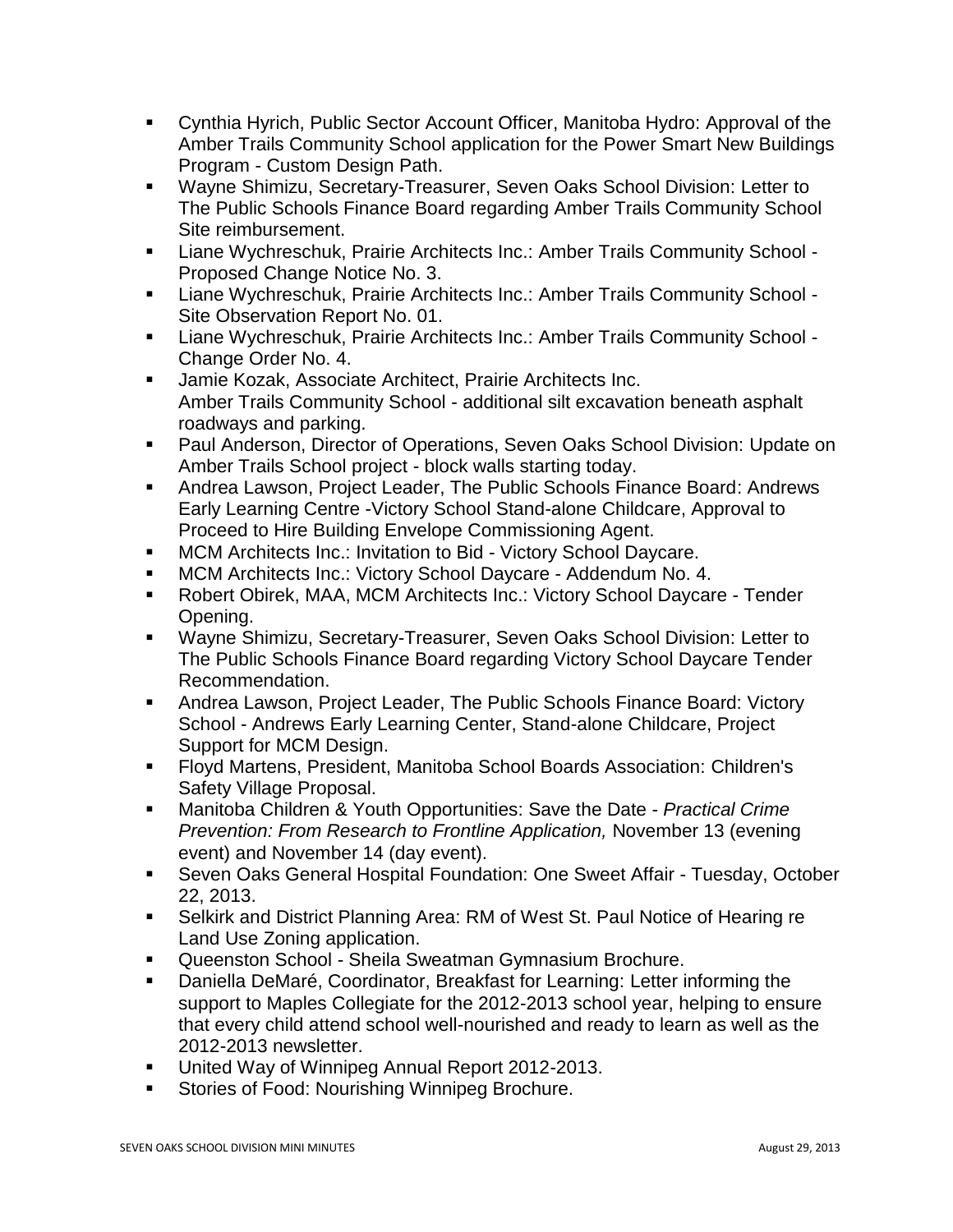- Cynthia Hyrich, Public Sector Account Officer, Manitoba Hydro: Approval of the Amber Trails Community School application for the Power Smart New Buildings Program - Custom Design Path.
- Wayne Shimizu, Secretary-Treasurer, Seven Oaks School Division: Letter to The Public Schools Finance Board regarding Amber Trails Community School Site reimbursement.
- Liane Wychreschuk, Prairie Architects Inc.: Amber Trails Community School - Proposed Change Notice No. 3.
- Liane Wychreschuk, Prairie Architects Inc.: Amber Trails Community School - Site Observation Report No. 01.
- Liane Wychreschuk, Prairie Architects Inc.: Amber Trails Community School - Change Order No. 4.
- Jamie Kozak, Associate Architect, Prairie Architects Inc.
  Amber Trails Community School - additional silt excavation beneath asphalt roadways and parking.
- Paul Anderson, Director of Operations, Seven Oaks School Division: Update on Amber Trails School project - block walls starting today.
- Andrea Lawson, Project Leader, The Public Schools Finance Board: Andrews Early Learning Centre -Victory School Stand-alone Childcare, Approval to Proceed to Hire Building Envelope Commissioning Agent.
- MCM Architects Inc.: Invitation to Bid - Victory School Daycare.
- MCM Architects Inc.: Victory School Daycare - Addendum No. 4.
- Robert Obirek, MAA, MCM Architects Inc.: Victory School Daycare - Tender Opening.
- Wayne Shimizu, Secretary-Treasurer, Seven Oaks School Division: Letter to The Public Schools Finance Board regarding Victory School Daycare Tender Recommendation.
- Andrea Lawson, Project Leader, The Public Schools Finance Board: Victory School - Andrews Early Learning Center, Stand-alone Childcare, Project Support for MCM Design.
- Floyd Martens, President, Manitoba School Boards Association: Children's Safety Village Proposal.
- Manitoba Children & Youth Opportunities: Save the Date - *Practical Crime Prevention: From Research to Frontline Application,* November 13 (evening event) and November 14 (day event).
- Seven Oaks General Hospital Foundation: One Sweet Affair - Tuesday, October 22, 2013.
- Selkirk and District Planning Area: RM of West St. Paul Notice of Hearing re Land Use Zoning application.
- Queenston School - Sheila Sweatman Gymnasium Brochure.
- Daniella DeMaré, Coordinator, Breakfast for Learning: Letter informing the support to Maples Collegiate for the 2012-2013 school year, helping to ensure that every child attend school well-nourished and ready to learn as well as the 2012-2013 newsletter.
- United Way of Winnipeg Annual Report 2012-2013.
- Stories of Food: Nourishing Winnipeg Brochure.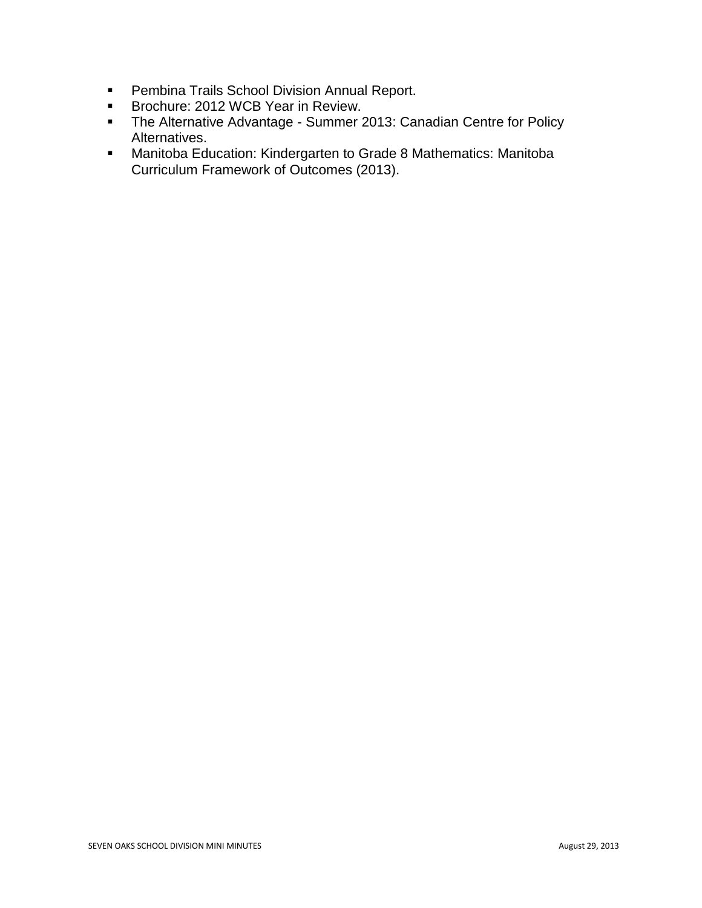- Pembina Trails School Division Annual Report.
- Brochure: 2012 WCB Year in Review.
- The Alternative Advantage - Summer 2013: Canadian Centre for Policy Alternatives.
- Manitoba Education: Kindergarten to Grade 8 Mathematics: Manitoba Curriculum Framework of Outcomes (2013).